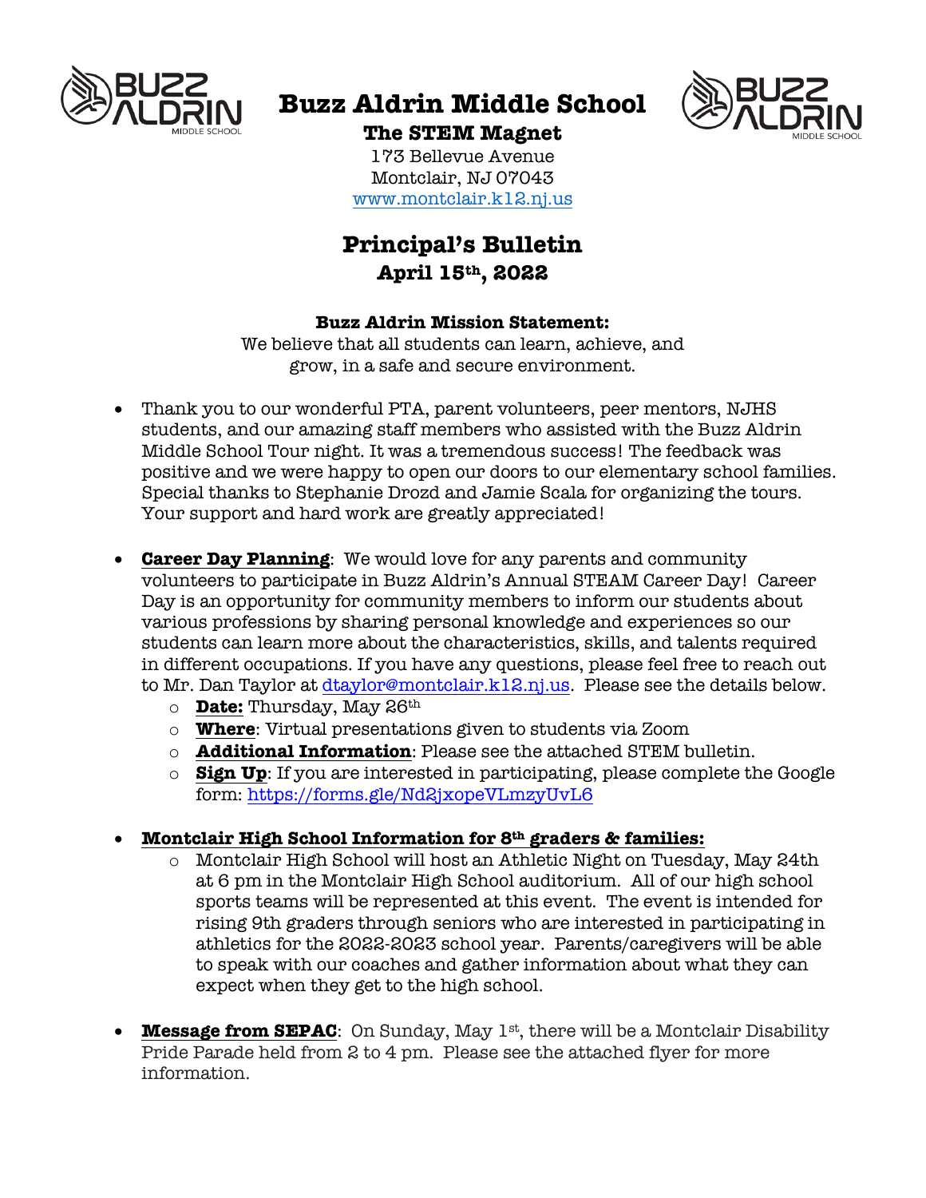# Buzz Aldrin Middle School

**The STEM Magnet**

173 Bellevue Avenue
Montclair, NJ 07043
www.montclair.k12.nj.us

## Principal's Bulletin

### April 15th, 2022

**Buzz Aldrin Mission Statement:**
We believe that all students can learn, achieve, and grow, in a safe and secure environment.

- Thank you to our wonderful PTA, parent volunteers, peer mentors, NJHS students, and our amazing staff members who assisted with the Buzz Aldrin Middle School Tour night. It was a tremendous success! The feedback was positive and we were happy to open our doors to our elementary school families. Special thanks to Stephanie Drozd and Jamie Scala for organizing the tours. Your support and hard work are greatly appreciated!

- **Career Day Planning**: We would love for any parents and community volunteers to participate in Buzz Aldrin's Annual STEAM Career Day! Career Day is an opportunity for community members to inform our students about various professions by sharing personal knowledge and experiences so our students can learn more about the characteristics, skills, and talents required in different occupations. If you have any questions, please feel free to reach out to Mr. Dan Taylor at dtaylor@montclair.k12.nj.us. Please see the details below.
  - **Date:** Thursday, May 26th
  - **Where**: Virtual presentations given to students via Zoom
  - **Additional Information**: Please see the attached STEM bulletin.
  - **Sign Up**: If you are interested in participating, please complete the Google form: https://forms.gle/Nd2jxopeVLmzyUvL6

- **Montclair High School Information for 8th graders & families:**
  - Montclair High School will host an Athletic Night on Tuesday, May 24th at 6 pm in the Montclair High School auditorium. All of our high school sports teams will be represented at this event. The event is intended for rising 9th graders through seniors who are interested in participating in athletics for the 2022-2023 school year. Parents/caregivers will be able to speak with our coaches and gather information about what they can expect when they get to the high school.

- **Message from SEPAC**: On Sunday, May 1st, there will be a Montclair Disability Pride Parade held from 2 to 4 pm. Please see the attached flyer for more information.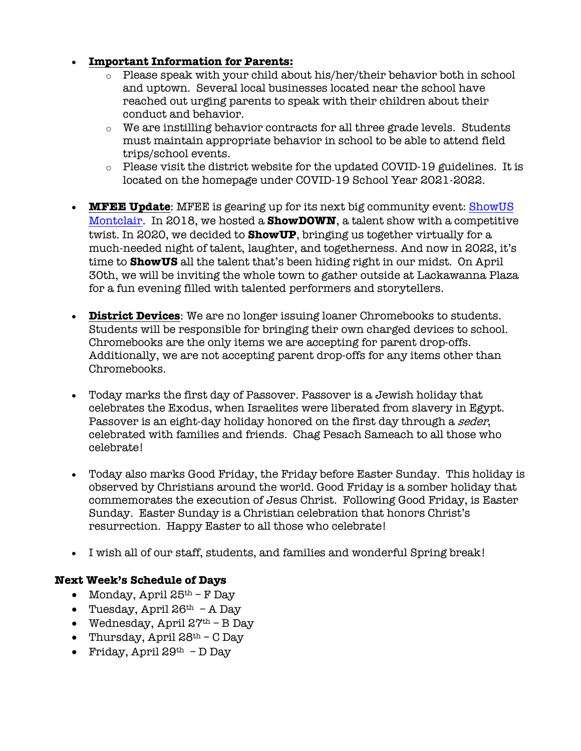- **Important Information for Parents:**
    - Please speak with your child about his/her/their behavior both in school and uptown. Several local businesses located near the school have reached out urging parents to speak with their children about their conduct and behavior.
    - We are instilling behavior contracts for all three grade levels. Students must maintain appropriate behavior in school to be able to attend field trips/school events.
    - Please visit the district website for the updated COVID-19 guidelines. It is located on the homepage under COVID-19 School Year 2021-2022.

- **MFEE Update**: MFEE is gearing up for its next big community event: [ShowUS Montclair](). In 2018, we hosted a **ShowDOWN**, a talent show with a competitive twist. In 2020, we decided to **ShowUP**, bringing us together virtually for a much-needed night of talent, laughter, and togetherness. And now in 2022, it's time to **ShowUS** all the talent that's been hiding right in our midst. On April 30th, we will be inviting the whole town to gather outside at Lackawanna Plaza for a fun evening filled with talented performers and storytellers.

- **District Devices**: We are no longer issuing loaner Chromebooks to students. Students will be responsible for bringing their own charged devices to school. Chromebooks are the only items we are accepting for parent drop-offs. Additionally, we are not accepting parent drop-offs for any items other than Chromebooks.

- Today marks the first day of Passover. Passover is a Jewish holiday that celebrates the Exodus, when Israelites were liberated from slavery in Egypt. Passover is an eight-day holiday honored on the first day through a *seder*, celebrated with families and friends. Chag Pesach Sameach to all those who celebrate!

- Today also marks Good Friday, the Friday before Easter Sunday. This holiday is observed by Christians around the world. Good Friday is a somber holiday that commemorates the execution of Jesus Christ. Following Good Friday, is Easter Sunday. Easter Sunday is a Christian celebration that honors Christ's resurrection. Happy Easter to all those who celebrate!

- I wish all of our staff, students, and families and wonderful Spring break!

**Next Week's Schedule of Days**

- Monday, April 25th – F Day
- Tuesday, April 26th – A Day
- Wednesday, April 27th – B Day
- Thursday, April 28th – C Day
- Friday, April 29th – D Day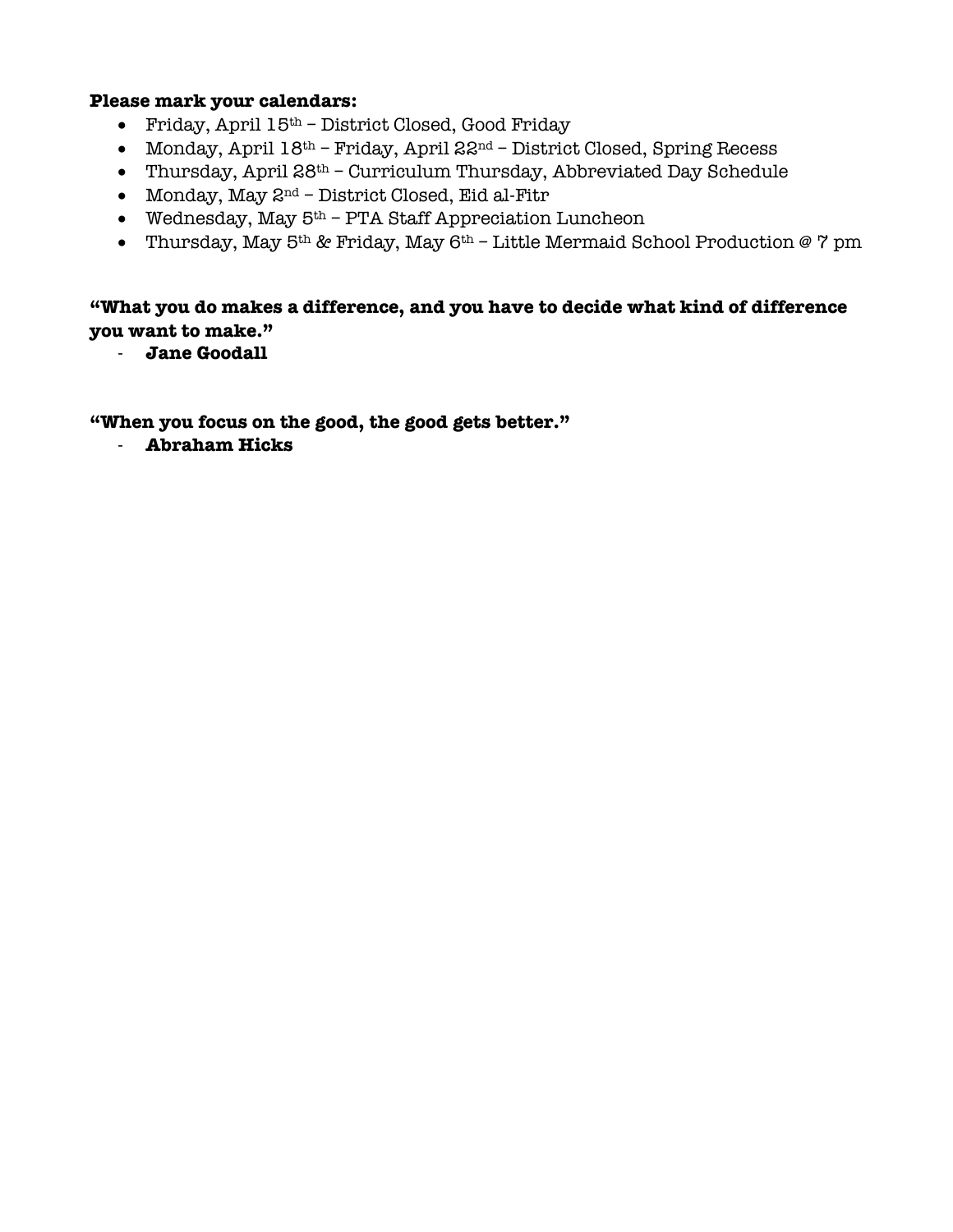**Please mark your calendars:**

- Friday, April 15th – District Closed, Good Friday
- Monday, April 18th – Friday, April 22nd – District Closed, Spring Recess
- Thursday, April 28th – Curriculum Thursday, Abbreviated Day Schedule
- Monday, May 2nd – District Closed, Eid al-Fitr
- Wednesday, May 5th – PTA Staff Appreciation Luncheon
- Thursday, May 5th & Friday, May 6th – Little Mermaid School Production @ 7 pm

**"What you do makes a difference, and you have to decide what kind of difference you want to make."**

- **Jane Goodall**

**"When you focus on the good, the good gets better."**

- **Abraham Hicks**